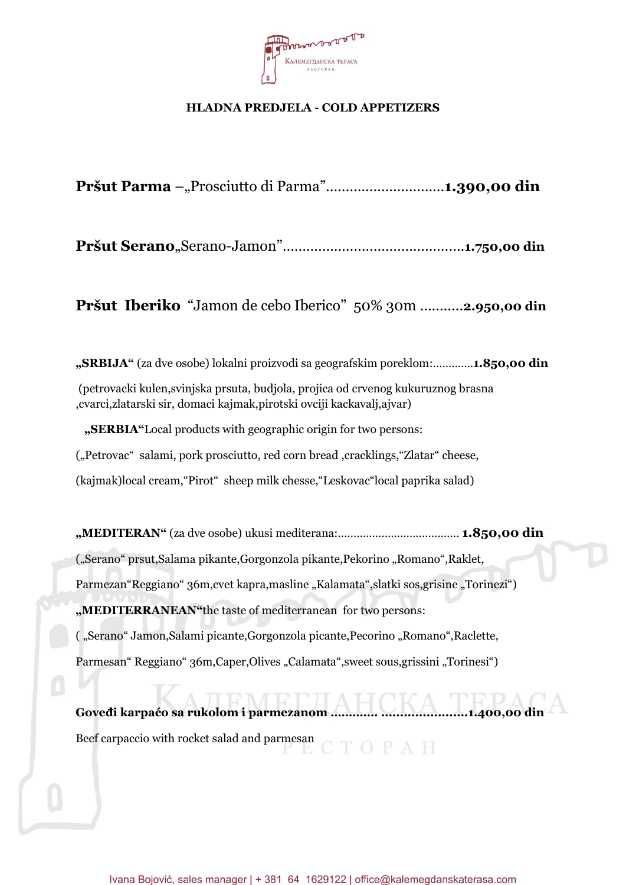Калемегданска тераса
ресторан

## HLADNA PREDJELA - COLD APPETIZERS

**Pršut Parma** –„Prosciutto di Parma”..............................**1.390,00 din**

**Pršut Serano**„Serano-Jamon”.............................................**1.750,00 din**

**Pršut Iberiko** “Jamon de cebo Iberico” 50% 30m ...........**2.950,00 din**

**„SRBIJA“** (za dve osobe) lokalni proizvodi sa geografskim poreklom:.............**1.850,00 din**

(petrovacki kulen,svinjska prsuta, budjola, projica od crvenog kukuruznog brasna ,cvarci,zlatarski sir, domaci kajmak,pirotski ovciji kackavalj,ajvar)

**„SERBIA“**Local products with geographic origin for two persons:

(„Petrovac“ salami, pork prosciutto, red corn bread ,cracklings,“Zlatar“ cheese, (kajmak)local cream,“Pirot“ sheep milk chesse,“Leskovac“local paprika salad)

**„MEDITERAN“** (za dve osobe) ukusi mediterana:...................................... **1.850,00 din**

(„Serano“ prsut,Salama pikante,Gorgonzola pikante,Pekorino „Romano“,Raklet, Parmezan“Reggiano“ 36m,cvet kapra,masline „Kalamata“,slatki sos,grisine „Torinezi“)

**„MEDITERRANEAN“**the taste of mediterranean for two persons:

( „Serano“ Jamon,Salami picante,Gorgonzola picante,Pecorino „Romano“,Raclette, Parmesan“ Reggiano“ 36m,Caper,Olives „Calamata“,sweet sous,grissini „Torinesi“)

**Goveđi karpaćo sa rukolom i parmezanom** ............ ......................**1.400,00 din**

Beef carpaccio with rocket salad and parmesan

Ivana Bojović, sales manager | + 381 64 1629122 | office@kalemegdanskaterasa.com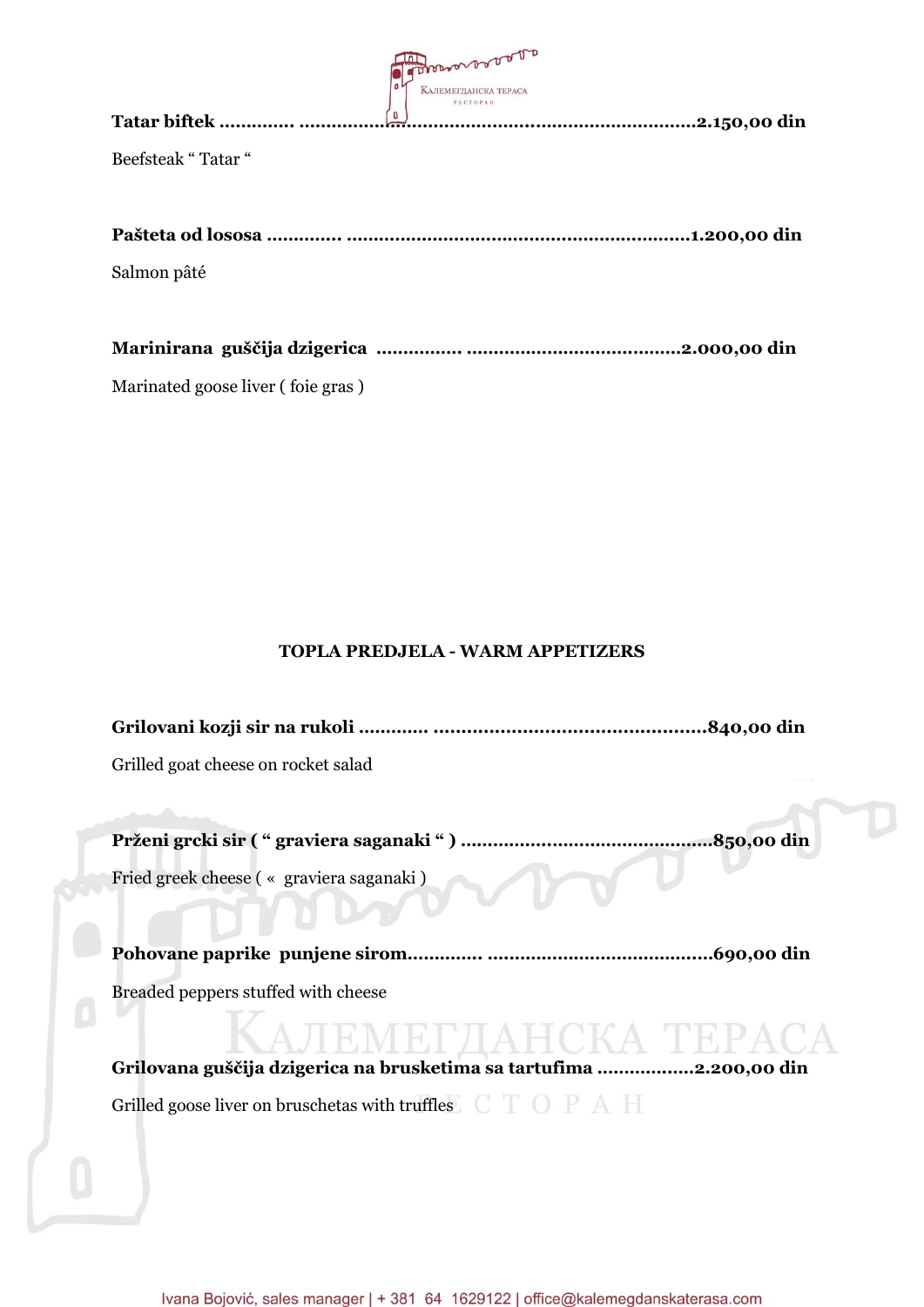**Tatar biftek ............. ..........................................................................2.150,00 din**

Beefsteak " Tatar "

**Pašteta od lososa ............. ...............................................................1.200,00 din**

Salmon pâté

**Marinirana guščija dzigerica ................ .......................................2.000,00 din**

Marinated goose liver ( foie gras )

## TOPLA PREDJELA - WARM APPETIZERS

**Grilovani kozji sir na rukoli ............ ................................................840,00 din**

Grilled goat cheese on rocket salad

**Prženi grcki sir ( " graviera saganaki " ) .............................................850,00 din**

Fried greek cheese ( « graviera saganaki )

**Pohovane paprike punjene sirom............. .........................................690,00 din**

Breaded peppers stuffed with cheese

**Grilovana guščija dzigerica na brusketima sa tartufima .................2.200,00 din**

Grilled goose liver on bruschetas with truffles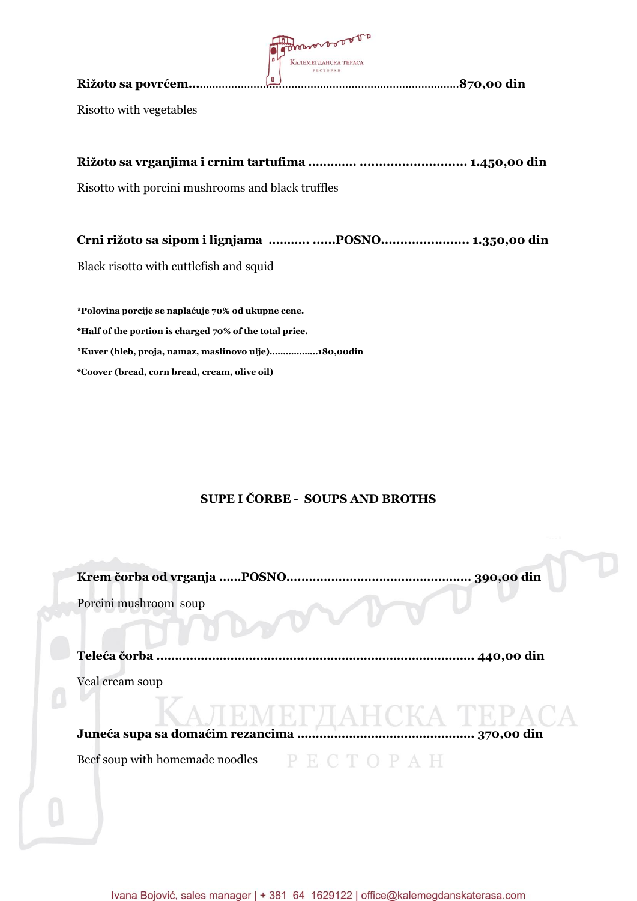**Rižoto sa povrćem**...............................................................................................**870,00 din**

Risotto with vegetables

**Rižoto sa vrganjima i crnim tartufima ............. ............................ 1.450,00 din**

Risotto with porcini mushrooms and black truffles

**Crni rižoto sa sipom i lignjama ........... ......POSNO....................... 1.350,00 din**

Black risotto with cuttlefish and squid

**\*Polovina porcije se naplaćuje 70% od ukupne cene.**

**\*Half of the portion is charged 70% of the total price.**

**\*Kuver (hleb, proja, namaz, maslinovo ulje)..................180,00din**

**\*Coover (bread, corn bread, cream, olive oil)**

## SUPE I ČORBE - SOUPS AND BROTHS

**Krem čorba od vrganja ......POSNO................................................. 390,00 din**

Porcini mushroom soup

**Teleća čorba ..................................................................................... 440,00 din**

Veal cream soup

**Juneća supa sa domaćim rezancima ............................................... 370,00 din**

Beef soup with homemade noodles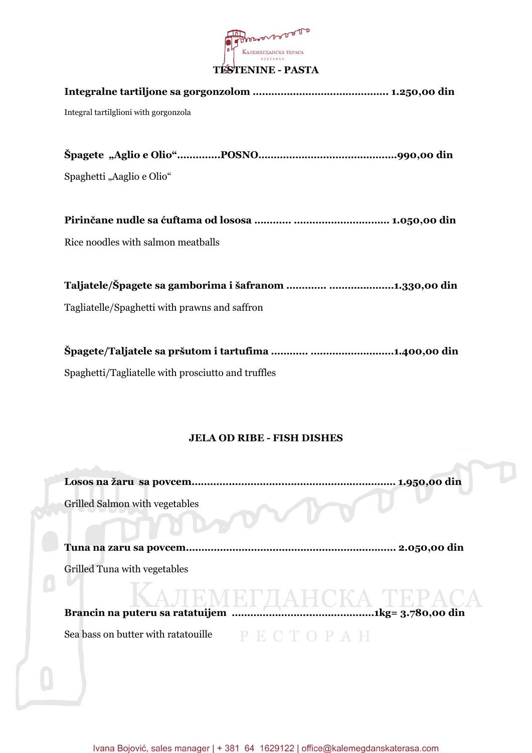## TESTENINE - PASTA

**Integralne tartiljone sa gorgonzolom ........................................... 1.250,00 din**

Integral tartilglioni with gorgonzola

**Špagete „Aglio e Olio“.............POSNO.............................................990,00 din**

Spaghetti „Aaglio e Olio“

**Pirinčane nudle sa ćuftama od lososa ........... .............................. 1.050,00 din**

Rice noodles with salmon meatballs

**Taljatele/Špagete sa gamborima i šafranom ............ ....................1.330,00 din**

Tagliatelle/Spaghetti with prawns and saffron

**Špagete/Taljatele sa pršutom i tartufima ........... ..........................1.400,00 din**

Spaghetti/Tagliatelle with prosciutto and truffles

## JELA OD RIBE - FISH DISHES

**Losos na žaru sa povcem................................................................ 1.950,00 din**

Grilled Salmon with vegetables

**Tuna na zaru sa povcem.................................................................. 2.050,00 din**

Grilled Tuna with vegetables

**Brancin na puteru sa ratatuijem .............................................1kg= 3.780,00 din**

Sea bass on butter with ratatouille

Ivana Bojović, sales manager | + 381 64 1629122 | office@kalemegdanskaterasa.com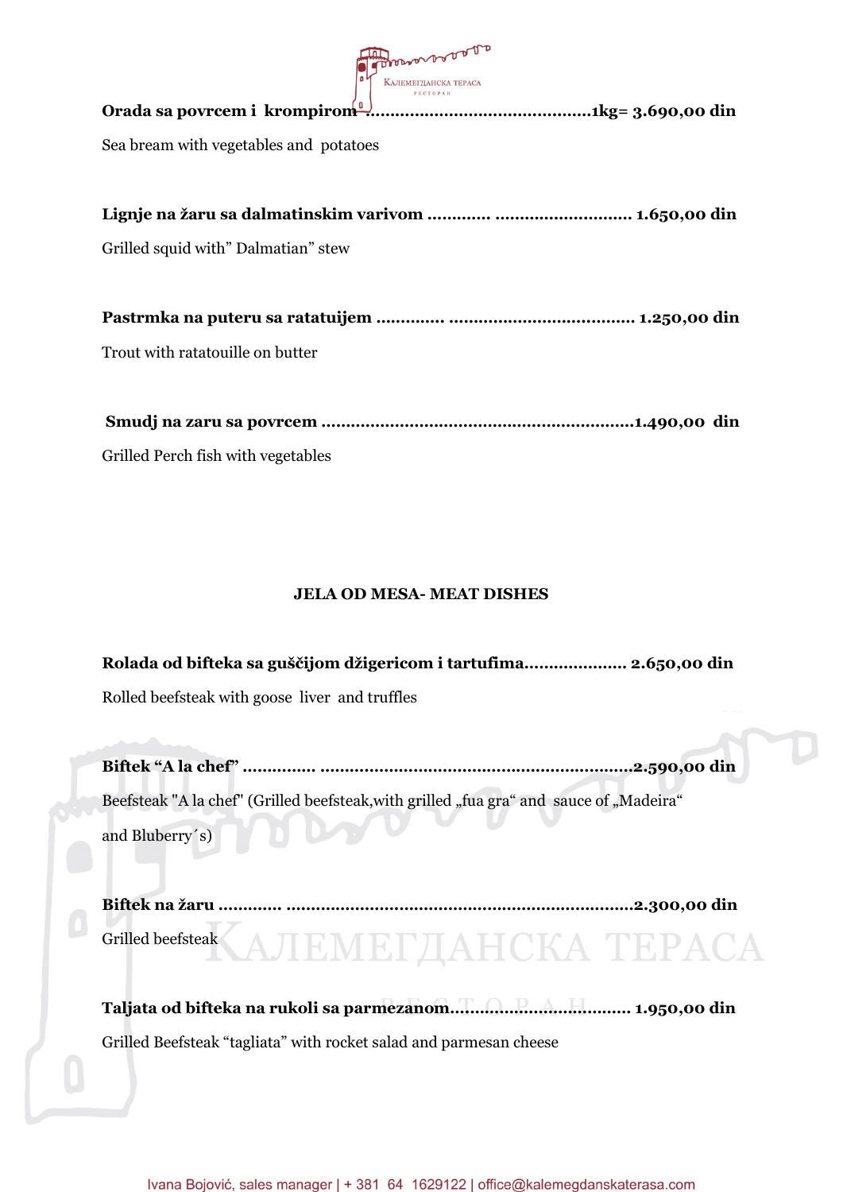**Orada sa povrcem i krompirom** ............................................1kg= 3.690,00 din

Sea bream with vegetables and potatoes

**Lignje na žaru sa dalmatinskim varivom** ............ ........................... 1.650,00 din

Grilled squid with" Dalmatian" stew

**Pastrmka na puteru sa ratatuijem** ............. .................................... 1.250,00 din

Trout with ratatouille on butter

**Smudj na zaru sa povrcem** ...............................................................1.490,00 din

Grilled Perch fish with vegetables

## JELA OD MESA- MEAT DISHES

**Rolada od bifteka sa guščijom džigericom i tartufima**.................... 2.650,00 din

Rolled beefsteak with goose liver and truffles

**Biftek "A la chef"** .............. ..............................................................2.590,00 din

Beefsteak "A la chef" (Grilled beefsteak,with grilled „fua gra" and sauce of „Madeira"

and Bluberry´s)

**Biftek na žaru** ............ .....................................................................2.300,00 din

Grilled beefsteak

**Taljata od bifteka na rukoli sa parmezanom**.................................... 1.950,00 din

Grilled Beefsteak "tagliata" with rocket salad and parmesan cheese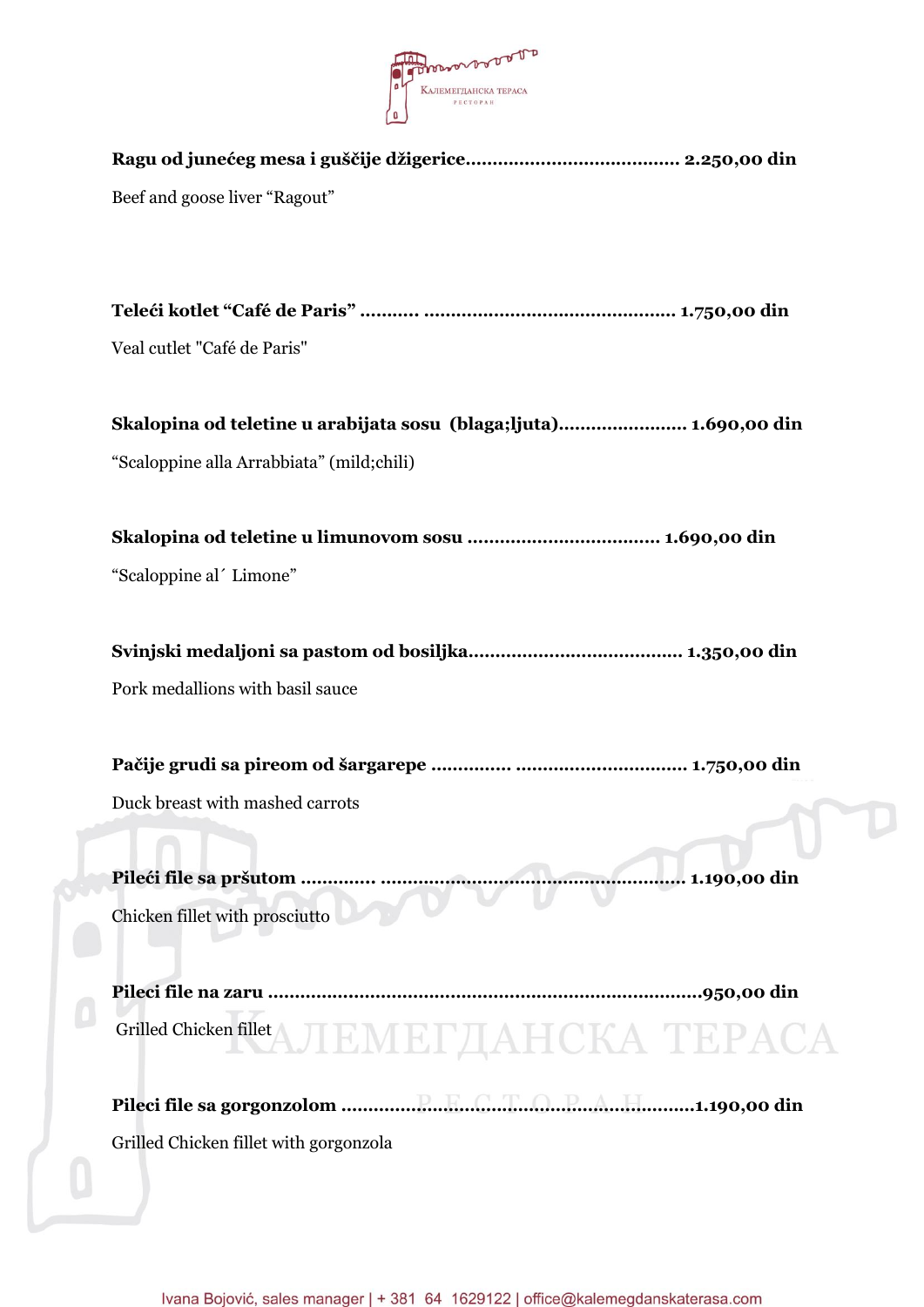**Ragu od junećeg mesa i guščije džigerice....................................... 2.250,00 din**

Beef and goose liver "Ragout"

**Teleći kotlet "Café de Paris" ........... .............................................. 1.750,00 din**

Veal cutlet "Café de Paris"

**Skalopina od teletine u arabijata sosu (blaga;ljuta)....................... 1.690,00 din**

"Scaloppine alla Arrabbiata" (mild;chili)

**Skalopina od teletine u limunovom sosu ................................... 1.690,00 din**

"Scaloppine al´ Limone"

**Svinjski medaljoni sa pastom od bosiljka....................................... 1.350,00 din**

Pork medallions with basil sauce

**Pačije grudi sa pireom od šargarepe .............. ............................... 1.750,00 din**

Duck breast with mashed carrots

**Pileći file sa pršutom ............. ....................................................... 1.190,00 din**

Chicken fillet with prosciutto

**Pileci file na zaru ..............................................................................950,00 din**

Grilled Chicken fillet

**Pileci file sa gorgonzolom ..................................................................1.190,00 din**

Grilled Chicken fillet with gorgonzola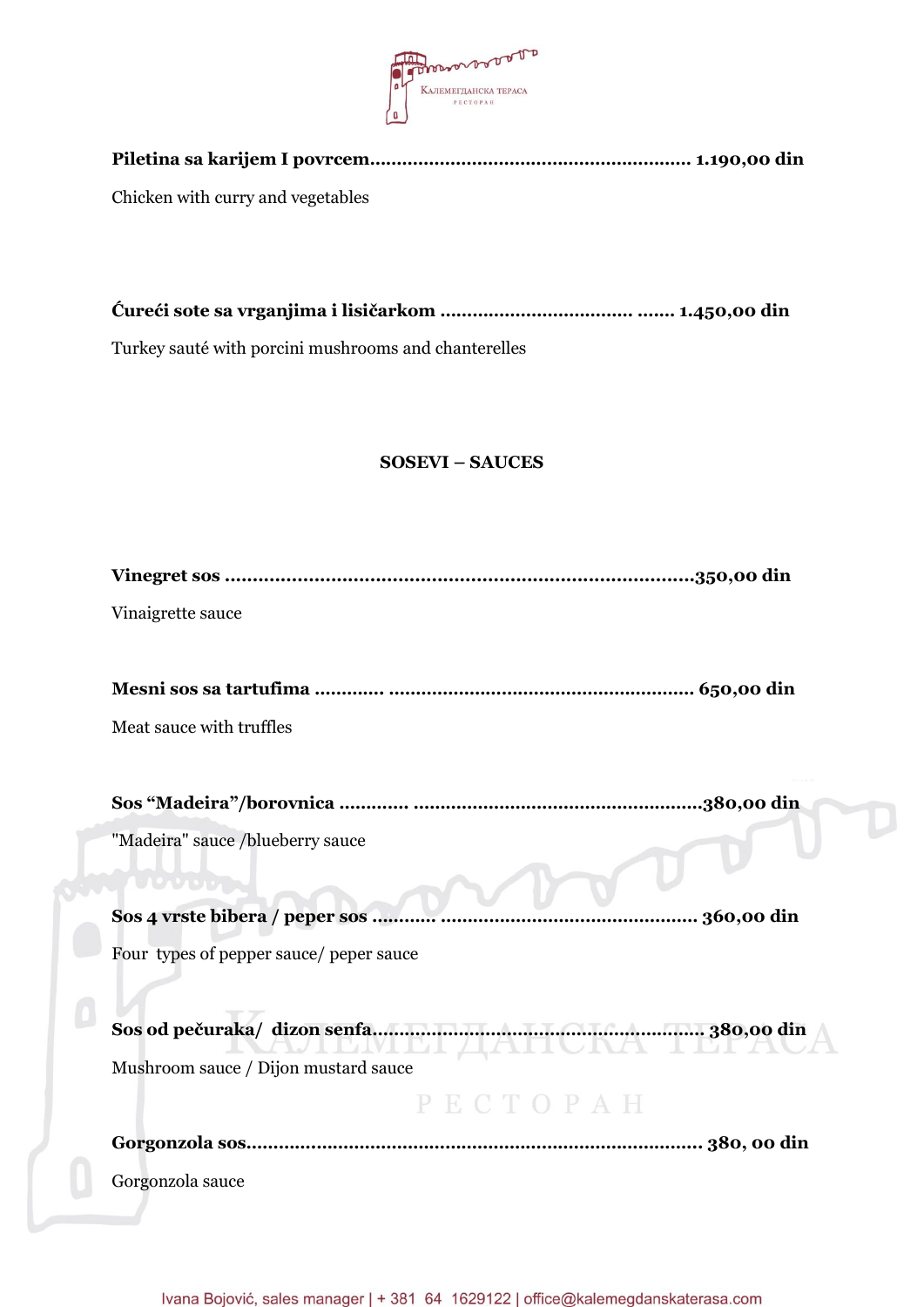**Piletina sa karijem I povrcem........................................................... 1.190,00 din**

Chicken with curry and vegetables

**Ćureći sote sa vrganjima i lisičarkom ................................... ....... 1.450,00 din**

Turkey sauté with porcini mushrooms and chanterelles

## SOSEVI – SAUCES

**Vinegret sos ..................................................................................350,00 din**

Vinaigrette sauce

**Mesni sos sa tartufima ............ ....................................................... 650,00 din**

Meat sauce with truffles

**Sos "Madeira"/borovnica ............ ....................................................380,00 din**

"Madeira" sauce /blueberry sauce

**Sos 4 vrste bibera / peper sos ........... .............................................. 360,00 din**

Four types of pepper sauce/ peper sauce

**Sos od pečuraka/ dizon senfa........................................................... 380,00 din**

Mushroom sauce / Dijon mustard sauce

**Gorgonzola sos.................................................................................. 380, 00 din**

Gorgonzola sauce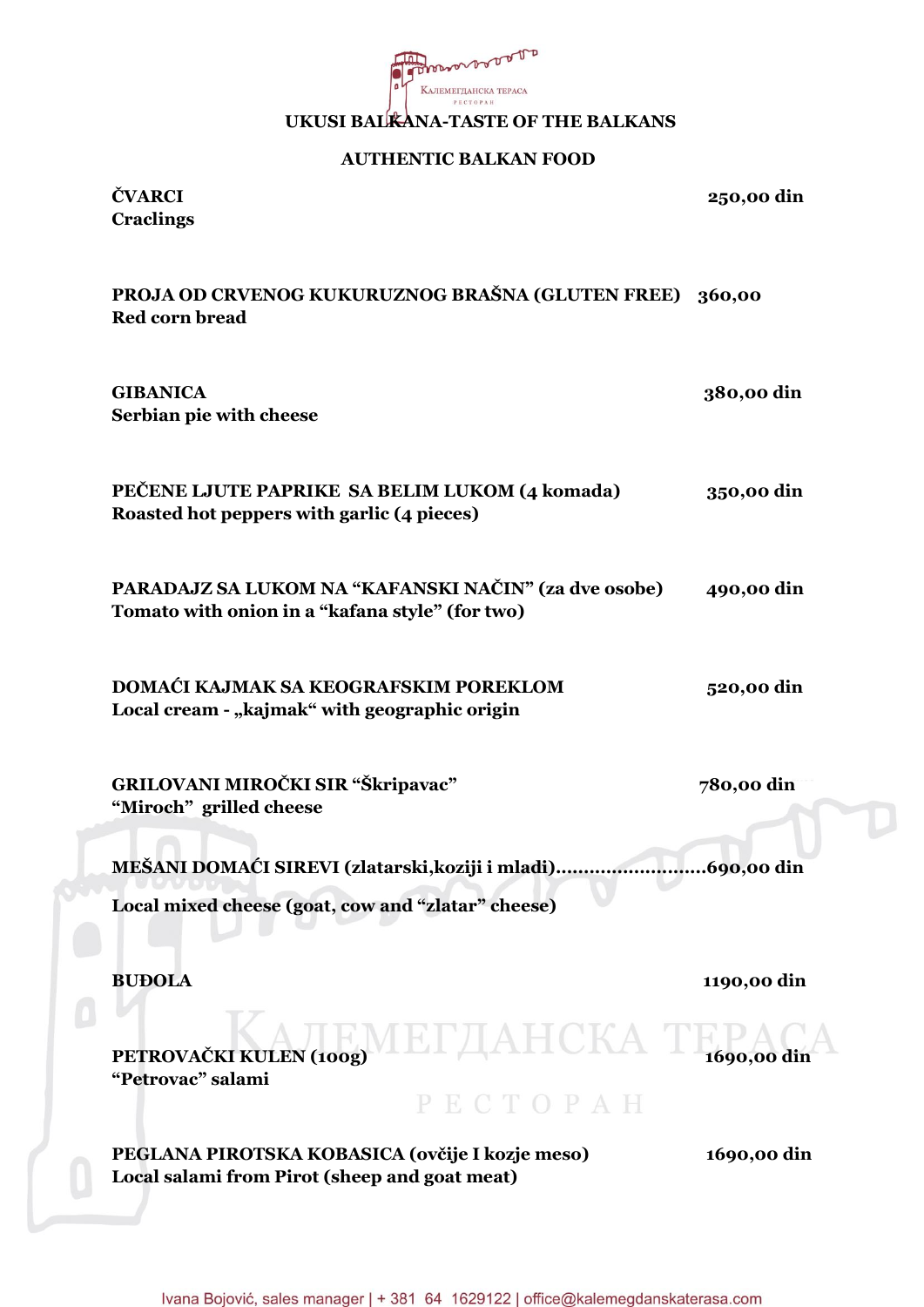# UKUSI BALKANA-TASTE OF THE BALKANS

## AUTHENTIC BALKAN FOOD

**ČVARCI** — **250,00 din**
**Craclings**

**PROJA OD CRVENOG KUKURUZNOG BRAŠNA (GLUTEN FREE)** — **360,00**
**Red corn bread**

**GIBANICA** — **380,00 din**
**Serbian pie with cheese**

**PEČENE LJUTE PAPRIKE SA BELIM LUKOM (4 komada)** — **350,00 din**
**Roasted hot peppers with garlic (4 pieces)**

**PARADAJZ SA LUKOM NA "KAFANSKI NAČIN" (za dve osobe)** — **490,00 din**
**Tomato with onion in a "kafana style" (for two)**

**DOMAĆI KAJMAK SA KEOGRAFSKIM POREKLOM** — **520,00 din**
**Local cream - „kajmak" with geographic origin**

**GRILOVANI MIROČKI SIR "Škripavac"** — **780,00 din**
**"Miroch" grilled cheese**

**MEŠANI DOMAĆI SIREVI (zlatarski,koziji i mladi)..........................690,00 din**
**Local mixed cheese (goat, cow and "zlatar" cheese)**

**BUĐOLA** — **1190,00 din**

**PETROVAČKI KULEN (100g)** — **1690,00 din**
**"Petrovac" salami**

**PEGLANA PIROTSKA KOBASICA (ovčije I kozje meso)** — **1690,00 din**
**Local salami from Pirot (sheep and goat meat)**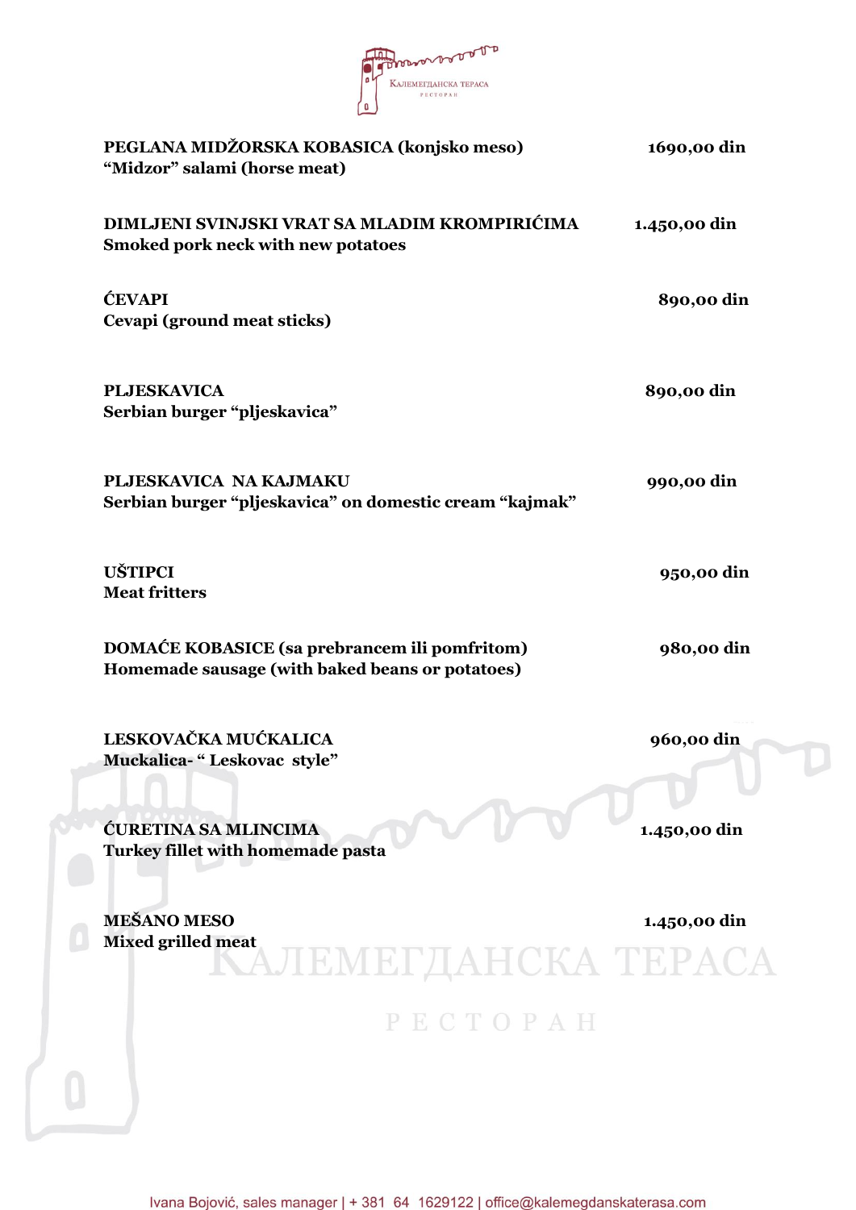Калемегданска тераса
ресторан

| | |
|---|---|
| **PEGLANA MIDŽORSKA KOBASICA (konjsko meso)**<br>**"Midzor" salami (horse meat)** | **1690,00 din** |
| **DIMLJENI SVINJSKI VRAT SA MLADIM KROMPIRIĆIMA**<br>**Smoked pork neck with new potatoes** | **1.450,00 din** |
| **ĆEVAPI**<br>**Cevapi (ground meat sticks)** | **890,00 din** |
| **PLJESKAVICA**<br>**Serbian burger "pljeskavica"** | **890,00 din** |
| **PLJESKAVICA NA KAJMAKU**<br>**Serbian burger "pljeskavica" on domestic cream "kajmak"** | **990,00 din** |
| **UŠTIPCI**<br>**Meat fritters** | **950,00 din** |
| **DOMAĆE KOBASICE (sa prebrancem ili pomfritom)**<br>**Homemade sausage (with baked beans or potatoes)** | **980,00 din** |
| **LESKOVAČKA MUĆKALICA**<br>**Muckalica- " Leskovac style"** | **960,00 din** |
| **ĆURETINA SA MLINCIMA**<br>**Turkey fillet with homemade pasta** | **1.450,00 din** |
| **MEŠANO MESO**<br>**Mixed grilled meat** | **1.450,00 din** |

Ivana Bojović, sales manager | + 381 64 1629122 | office@kalemegdanskaterasa.com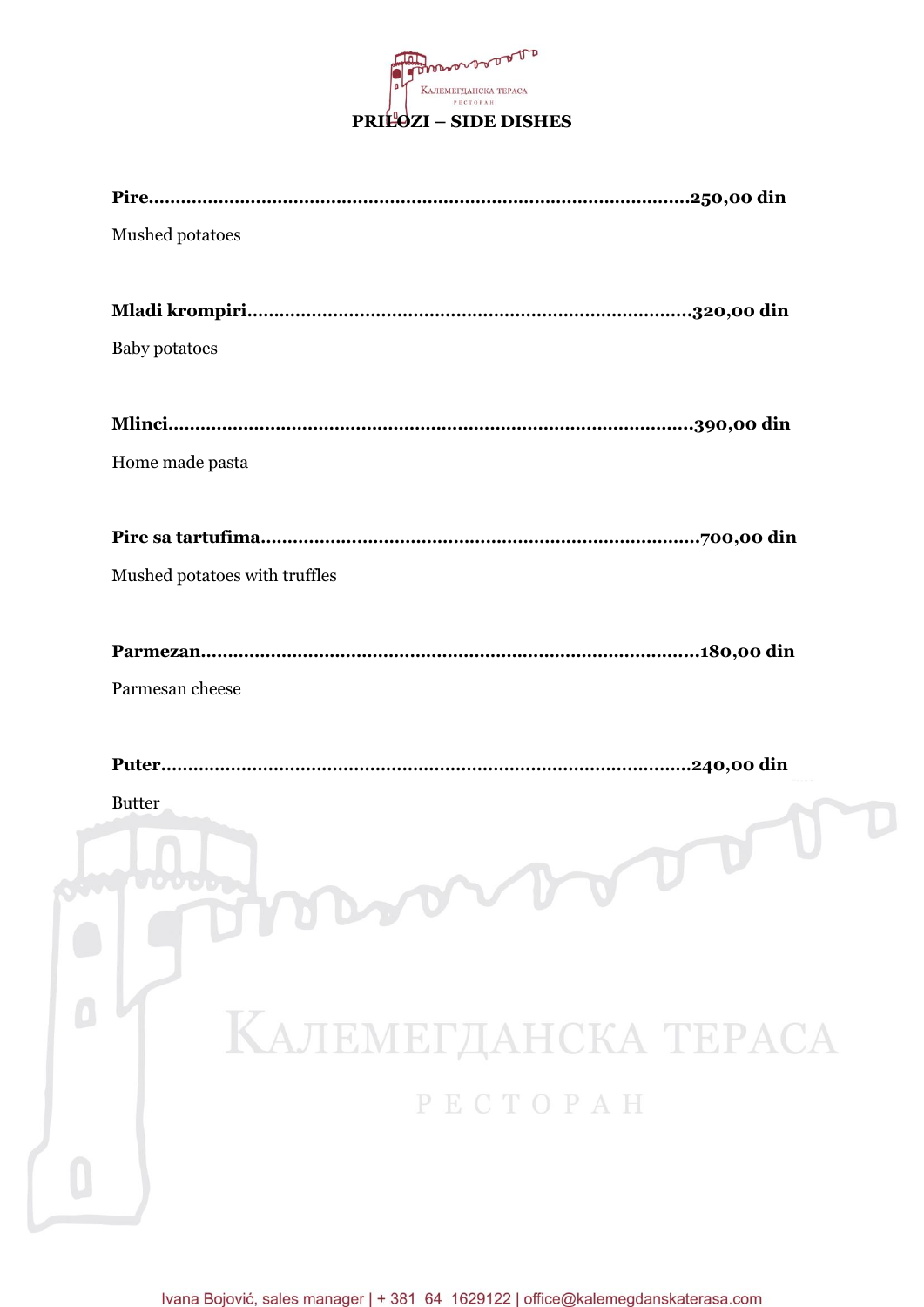# PRILOZI – SIDE DISHES

**Pire................................................................................................250,00 din**

Mushed potatoes

**Mladi krompiri.............................................................................320,00 din**

Baby potatoes

**Mlinci.............................................................................................390,00 din**

Home made pasta

**Pire sa tartufima.............................................................................700,00 din**

Mushed potatoes with truffles

**Parmezan.......................................................................................180,00 din**

Parmesan cheese

**Puter..............................................................................................240,00 din**

Butter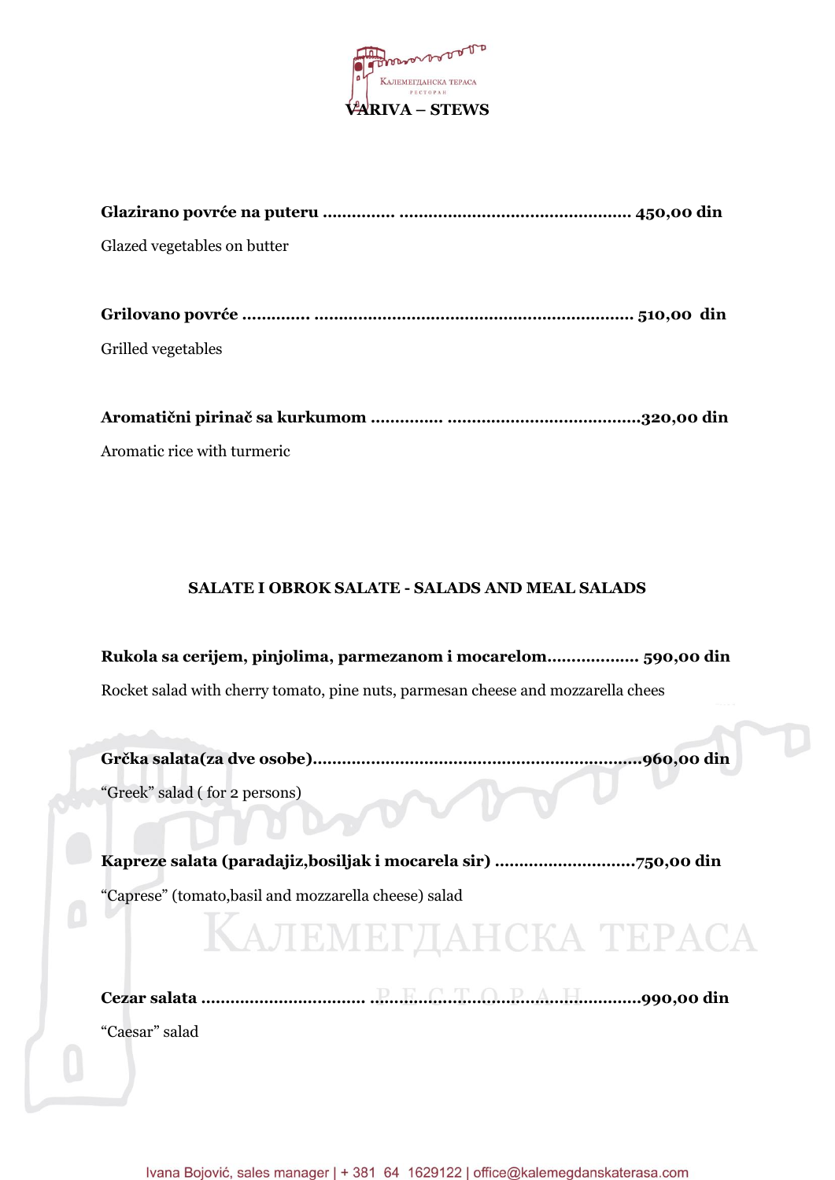## VARIVA – STEWS

**Glazirano povrće na puteru .............. ............................................... 450,00 din**

Glazed vegetables on butter

**Grilovano povrće ............. ................................................................. 510,00 din**

Grilled vegetables

**Aromatični pirinač sa kurkumom .............. .......................................320,00 din**

Aromatic rice with turmeric

## SALATE I OBROK SALATE - SALADS AND MEAL SALADS

**Rukola sa cerijem, pinjolima, parmezanom i mocarelom.................. 590,00 din**

Rocket salad with cherry tomato, pine nuts, parmesan cheese and mozzarella chees

**Grčka salata(za dve osobe)...................................................................960,00 din**

"Greek" salad ( for 2 persons)

**Kapreze salata (paradajiz,bosiljak i mocarela sir) ............................750,00 din**

"Caprese" (tomato,basil and mozzarella cheese) salad

**Cezar salata ................................ ...................................................990,00 din**

"Caesar" salad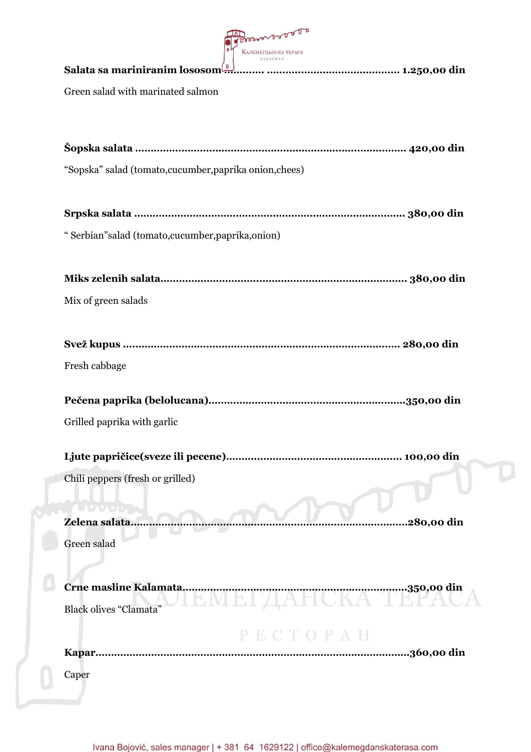**Salata sa mariniranim lososom ........... .......................................... 1.250,00 din**

Green salad with marinated salmon

**Šopska salata ...................................................................................... 420,00 din**

“Sopska” salad (tomato,cucumber,paprika onion,chees)

**Srpska salata ...................................................................................... 380,00 din**

“ Serbian”salad (tomato,cucumber,paprika,onion)

**Miks zelenih salata............................................................................... 380,00 din**

Mix of green salads

**Svež kupus ........................................................................................ 280,00 din**

Fresh cabbage

**Pečena paprika (belolucana).............................................................350,00 din**

Grilled paprika with garlic

**Ljute papričice(sveze ili pecene)....................................................... 100,00 din**

Chili peppers (fresh or grilled)

**Zelena salata.........................................................................................280,00 din**

Green salad

**Crne masline Kalamata.......................................................................350,00 din**

Black olives “Clamata”

**Kapar.....................................................................................................360,00 din**

Caper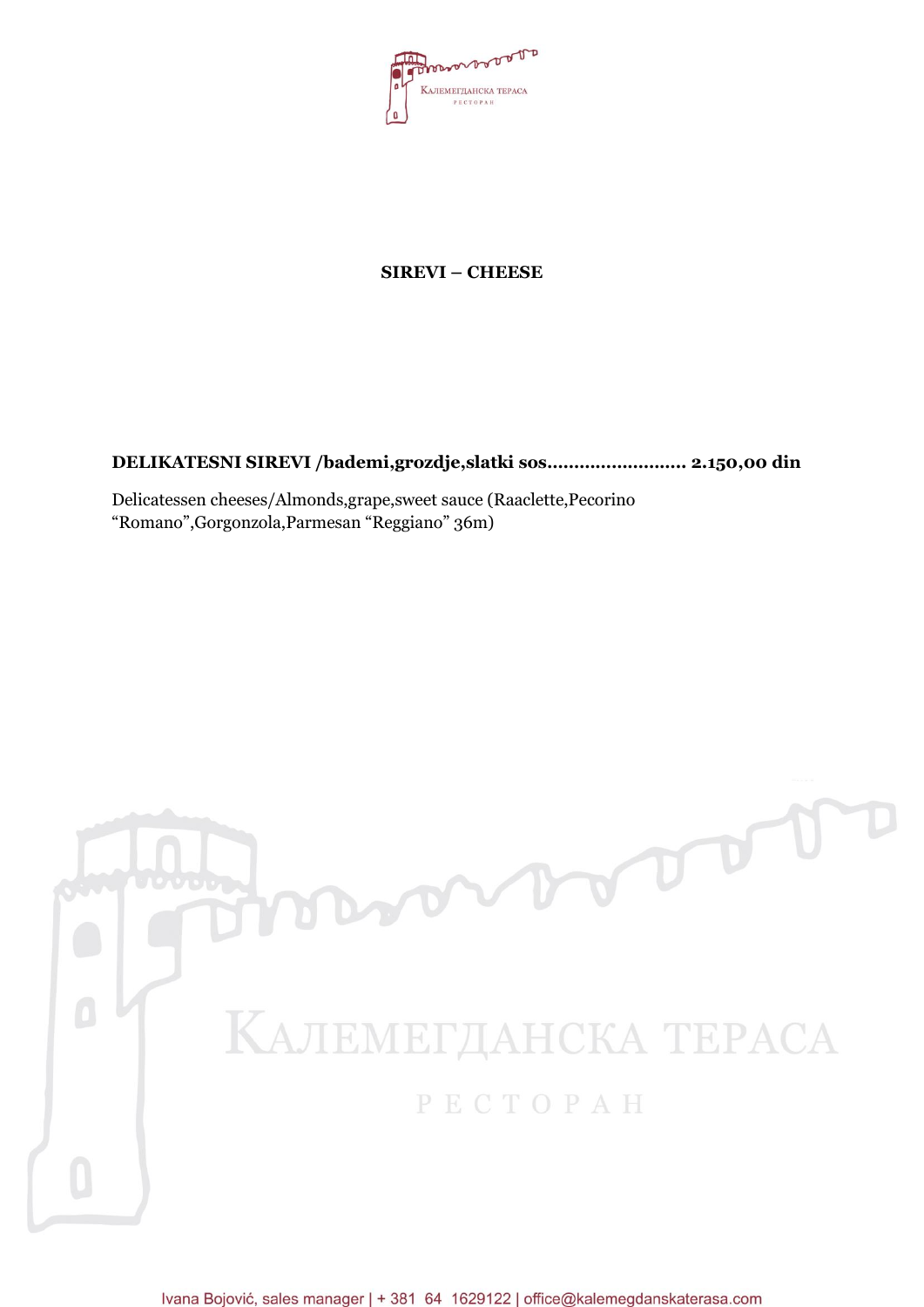## SIREVI – CHEESE

**DELIKATESNI SIREVI /bademi,grozdje,slatki sos......................... 2.150,00 din**

Delicatessen cheeses/Almonds,grape,sweet sauce (Raaclette,Pecorino “Romano”,Gorgonzola,Parmesan “Reggiano” 36m)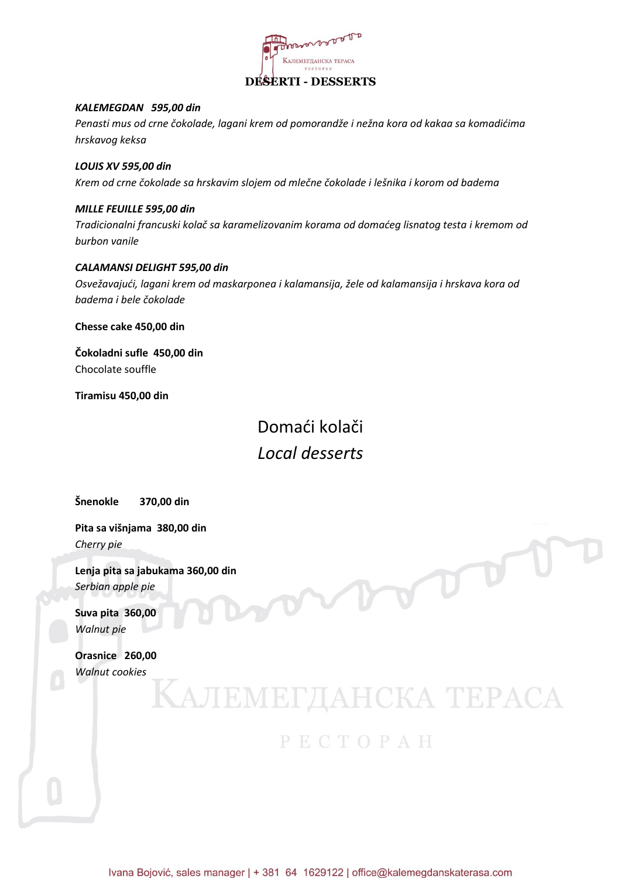# DESERTI - DESSERTS

***KALEMEGDAN 595,00 din***
*Penasti mus od crne čokolade, lagani krem od pomorandže i nežna kora od kakaa sa komadićima hrskavog keksa*

***LOUIS XV 595,00 din***
*Krem od crne čokolade sa hrskavim slojem od mlečne čokolade i lešnika i korom od badema*

***MILLE FEUILLE 595,00 din***
*Tradicionalni francuski kolač sa karamelizovanim korama od domaćeg lisnatog testa i kremom od burbon vanile*

***CALAMANSI DELIGHT 595,00 din***
*Osvežavajući, lagani krem od maskarponea i kalamansija, žele od kalamansija i hrskava kora od badema i bele čokolade*

**Chesse cake 450,00 din**

**Čokoladni sufle 450,00 din**
Chocolate souffle

**Tiramisu 450,00 din**

## Domaći kolači
## *Local desserts*

**Šnenokle 370,00 din**

**Pita sa višnjama 380,00 din**
*Cherry pie*

**Lenja pita sa jabukama 360,00 din**
*Serbian apple pie*

**Suva pita 360,00**
*Walnut pie*

**Orasnice 260,00**
*Walnut cookies*

Ivana Bojović, sales manager | + 381 64 1629122 | office@kalemegdanskaterasa.com